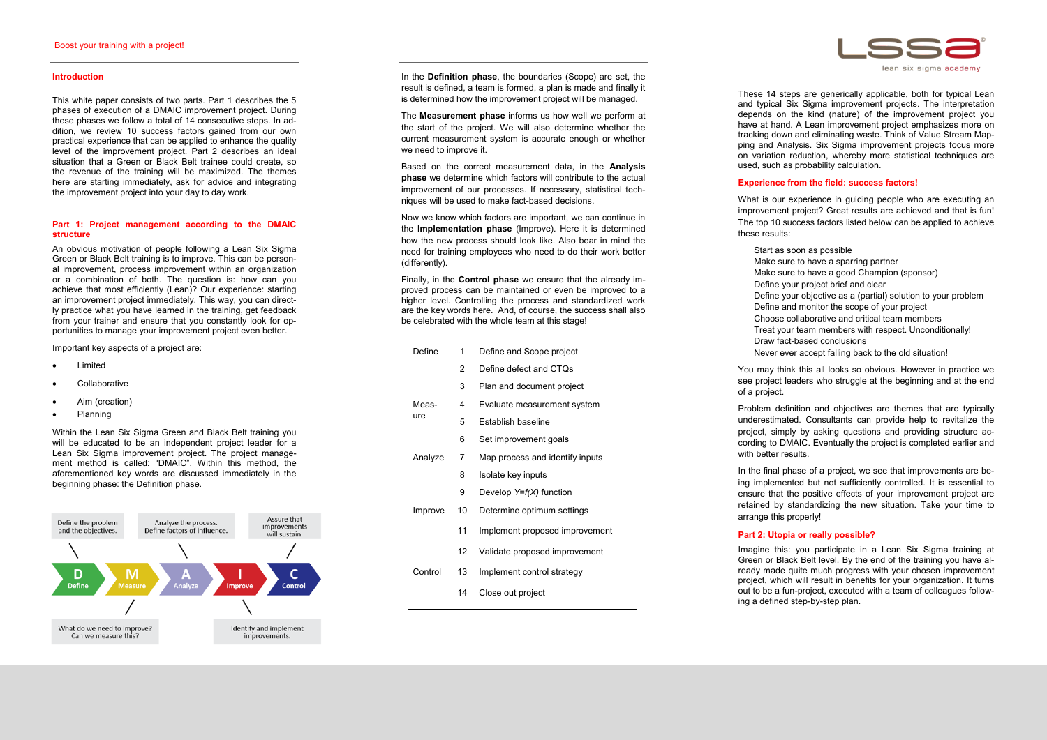Boost your training with a project!

## Introduction

This white paper consists of two parts. Part 1 describes the 5 phases of execution of a DMAIC improvement project. During these phases we follow a total of 14 consecutive steps. In addition, we review 10 success factors gained from our own practical experience that can be applied to enhance the quality level of the improvement project. Part 2 describes an ideal situation that a Green or Black Belt trainee could create, so the revenue of the training will be maximized. The themes here are starting immediately, ask for advice and integrating the improvement project into your day to day work.

## Part 1: Project management according to the DMAIC structure

An obvious motivation of people following a Lean Six Sigma Green or Black Belt training is to improve. This can be personal improvement, process improvement within an organization or a combination of both. The question is: how can you achieve that most efficiently (Lean)? Our experience: starting an improvement project immediately. This way, you can directly practice what you have learned in the training, get feedback from your trainer and ensure that you constantly look for opportunities to manage your improvement project even better.

Important key aspects of a project are:

- Limited
- Collaborative
- Aim (creation)
- Planning

Within the Lean Six Sigma Green and Black Belt training you will be educated to be an independent project leader for a Lean Six Sigma improvement project. The project management method is called: "DMAIC". Within this method, the aforementioned key words are discussed immediately in the beginning phase: the Definition phase.

Define the problem and the objectives. | Analyze the process. Define factors of influence. | Assure that improvements will sustain.

D Define — M Measure — A Analyze — I Improve — C Control

What do we need to improve? Can we measure this? | Identify and implement improvements.

In the **Definition phase**, the boundaries (Scope) are set, the result is defined, a team is formed, a plan is made and finally it is determined how the improvement project will be managed.

The **Measurement phase** informs us how well we perform at the start of the project. We will also determine whether the current measurement system is accurate enough or whether we need to improve it.

Based on the correct measurement data, in the **Analysis phase** we determine which factors will contribute to the actual improvement of our processes. If necessary, statistical techniques will be used to make fact-based decisions.

Now we know which factors are important, we can continue in the **Implementation phase** (Improve). Here it is determined how the new process should look like. Also bear in mind the need for training employees who need to do their work better (differently).

Finally, in the **Control phase** we ensure that the already improved process can be maintained or even be improved to a higher level. Controlling the process and standardized work are the key words here. And, of course, the success shall also be celebrated with the whole team at this stage!

| Phase | Step | Description |
|---|---|---|
| Define | 1 | Define and Scope project |
| | 2 | Define defect and CTQs |
| | 3 | Plan and document project |
| Measure | 4 | Evaluate measurement system |
| | 5 | Establish baseline |
| | 6 | Set improvement goals |
| Analyze | 7 | Map process and identify inputs |
| | 8 | Isolate key inputs |
| | 9 | Develop *Y=f(X)* function |
| Improve | 10 | Determine optimum settings |
| | 11 | Implement proposed improvement |
| | 12 | Validate proposed improvement |
| Control | 13 | Implement control strategy |
| | 14 | Close out project |

These 14 steps are generically applicable, both for typical Lean and typical Six Sigma improvement projects. The interpretation depends on the kind (nature) of the improvement project you have at hand. A Lean improvement project emphasizes more on tracking down and eliminating waste. Think of Value Stream Mapping and Analysis. Six Sigma improvement projects focus more on variation reduction, whereby more statistical techniques are used, such as probability calculation.

## Experience from the field: success factors!

What is our experience in guiding people who are executing an improvement project? Great results are achieved and that is fun! The top 10 success factors listed below can be applied to achieve these results:

- Start as soon as possible
- Make sure to have a sparring partner
- Make sure to have a good Champion (sponsor)
- Define your project brief and clear
- Define your objective as a (partial) solution to your problem
- Define and monitor the scope of your project
- Choose collaborative and critical team members
- Treat your team members with respect. Unconditionally!
- Draw fact-based conclusions
- Never ever accept falling back to the old situation!

You may think this all looks so obvious. However in practice we see project leaders who struggle at the beginning and at the end of a project.

Problem definition and objectives are themes that are typically underestimated. Consultants can provide help to revitalize the project, simply by asking questions and providing structure according to DMAIC. Eventually the project is completed earlier and with better results.

In the final phase of a project, we see that improvements are being implemented but not sufficiently controlled. It is essential to ensure that the positive effects of your improvement project are retained by standardizing the new situation. Take your time to arrange this properly!

## Part 2: Utopia or really possible?

Imagine this: you participate in a Lean Six Sigma training at Green or Black Belt level. By the end of the training you have already made quite much progress with your chosen improvement project, which will result in benefits for your organization. It turns out to be a fun-project, executed with a team of colleagues following a defined step-by-step plan.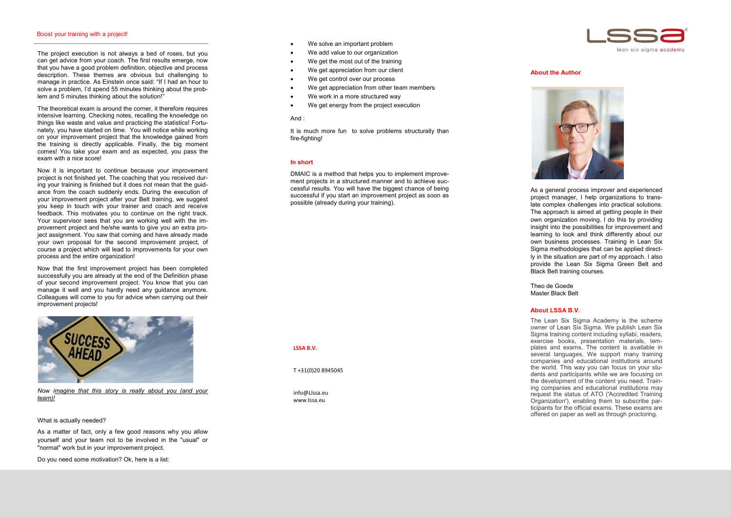## Boost your training with a project!

The project execution is not always a bed of roses, but you can get advice from your coach. The first results emerge, now that you have a good problem definition, objective and process description. These themes are obvious but challenging to manage in practice. As Einstein once said: "If I had an hour to solve a problem, I'd spend 55 minutes thinking about the problem and 5 minutes thinking about the solution!"

The theoretical exam is around the corner, it therefore requires intensive learning. Checking notes, recalling the knowledge on things like waste and value and practicing the statistics! Fortunately, you have started on time. You will notice while working on your improvement project that the knowledge gained from the training is directly applicable. Finally, the big moment comes! You take your exam and as expected, you pass the exam with a nice score!

Now it is important to continue because your improvement project is not finished yet. The coaching that you received during your training is finished but it does not mean that the guidance from the coach suddenly ends. During the execution of your improvement project after your Belt training, we suggest you keep in touch with your trainer and coach and receive feedback. This motivates you to continue on the right track. Your supervisor sees that you are working well with the improvement project and he/she wants to give you an extra project assignment. You saw that coming and have already made your own proposal for the second improvement project, of course a project which will lead to improvements for your own process and the entire organization!

Now that the first improvement project has been completed successfully you are already at the end of the Definition phase of your second improvement project. You know that you can manage it well and you hardly need any guidance anymore. Colleagues will come to you for advice when carrying out their improvement projects!

*Now imagine that this story is really about you (and your team)!*

What is actually needed?

As a matter of fact, only a few good reasons why you allow yourself and your team not to be involved in the "usual" or "normal" work but in your improvement project.

Do you need some motivation? Ok, here is a list:

- We solve an important problem
- We add value to our organization
- We get the most out of the training
- We get appreciation from our client
- We get control over our process
- We get appreciation from other team members
- We work in a more structured way
- We get energy from the project execution

And :

It is much more fun to solve problems structurally than fire-fighting!

### In short

DMAIC is a method that helps you to implement improvement projects in a structured manner and to achieve successful results. You will have the biggest chance of being successful if you start an improvement project as soon as possible (already during your training).

**LSSA B.V.**

T +31(0)20 8945045

info@Llssa.eu
www.lssa.eu

lean six sigma academy

### About the Author

As a general process improver and experienced project manager, I help organizations to translate complex challenges into practical solutions. The approach is aimed at getting people in their own organization moving. I do this by providing insight into the possibilities for improvement and learning to look and think differently about our own business processes. Training in Lean Six Sigma methodologies that can be applied directly in the situation are part of my approach. I also provide the Lean Six Sigma Green Belt and Black Belt training courses.

Theo de Goede
Master Black Belt

### About LSSA B.V.

The Lean Six Sigma Academy is the scheme owner of Lean Six Sigma. We publish Lean Six Sigma training content including syllabi, readers, exercise books, presentation materials, templates and exams. The content is available in several languages. We support many training companies and educational institutions around the world. This way you can focus on your students and participants while we are focusing on the development of the content you need. Training companies and educational institutions may request the status of ATO ('Accredited Training Organization'), enabling them to subscribe participants for the official exams. These exams are offered on paper as well as through proctoring.